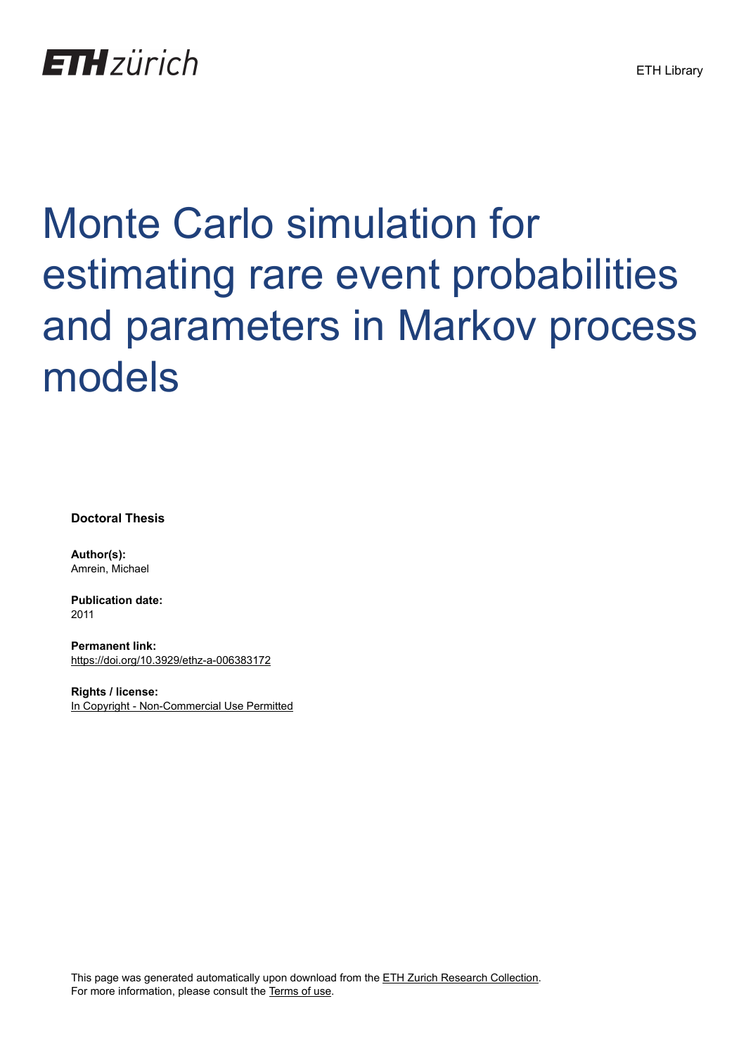ETH zürich

ETH Library

# Monte Carlo simulation for estimating rare event probabilities and parameters in Markov process models

**Doctoral Thesis**

**Author(s):**
Amrein, Michael

**Publication date:**
2011

**Permanent link:**
https://doi.org/10.3929/ethz-a-006383172

**Rights / license:**
In Copyright - Non-Commercial Use Permitted

This page was generated automatically upon download from the ETH Zurich Research Collection.
For more information, please consult the Terms of use.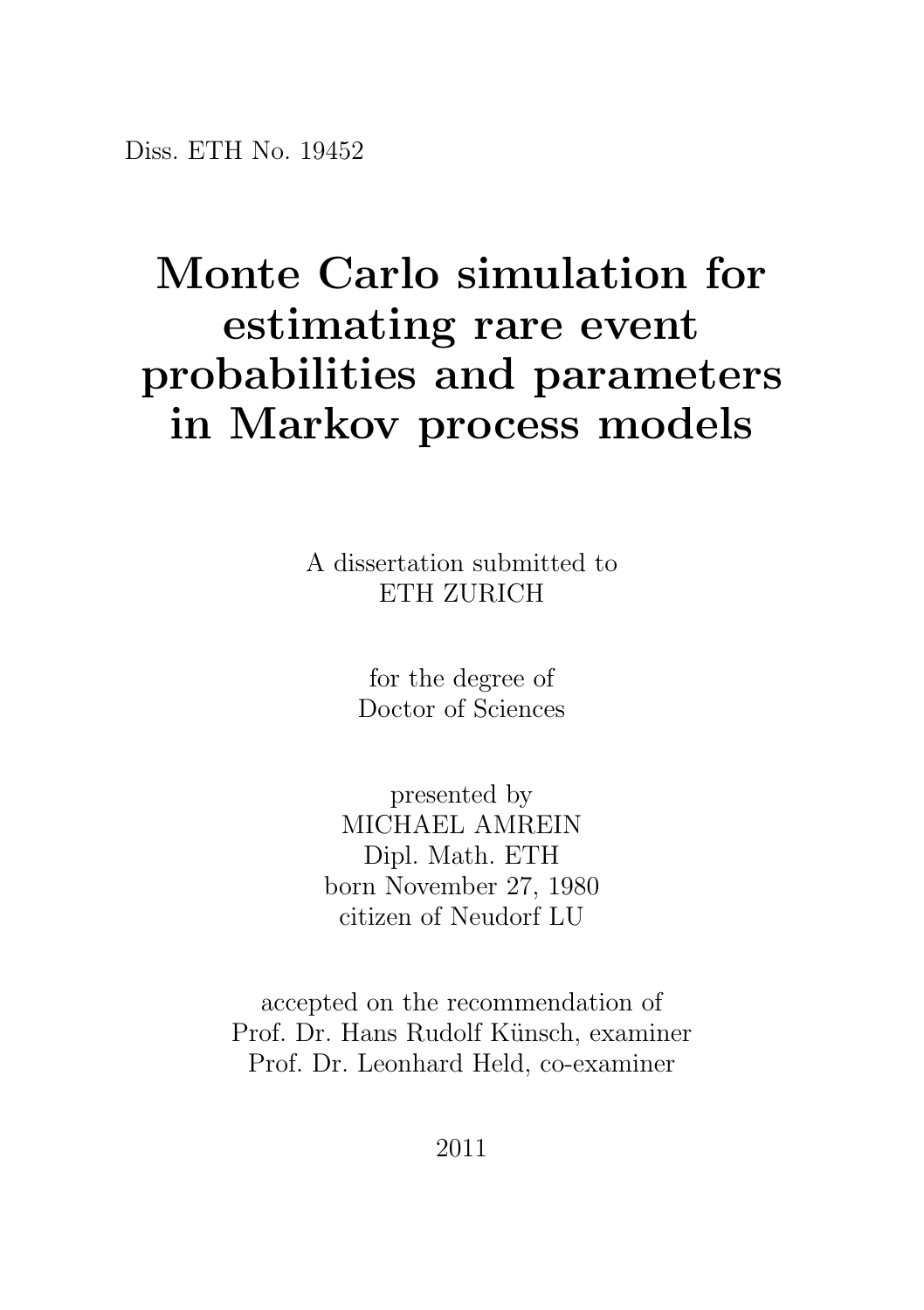Diss. ETH No. 19452

# Monte Carlo simulation for estimating rare event probabilities and parameters in Markov process models

A dissertation submitted to
ETH ZURICH

for the degree of
Doctor of Sciences

presented by
MICHAEL AMREIN
Dipl. Math. ETH
born November 27, 1980
citizen of Neudorf LU

accepted on the recommendation of
Prof. Dr. Hans Rudolf Künsch, examiner
Prof. Dr. Leonhard Held, co-examiner

2011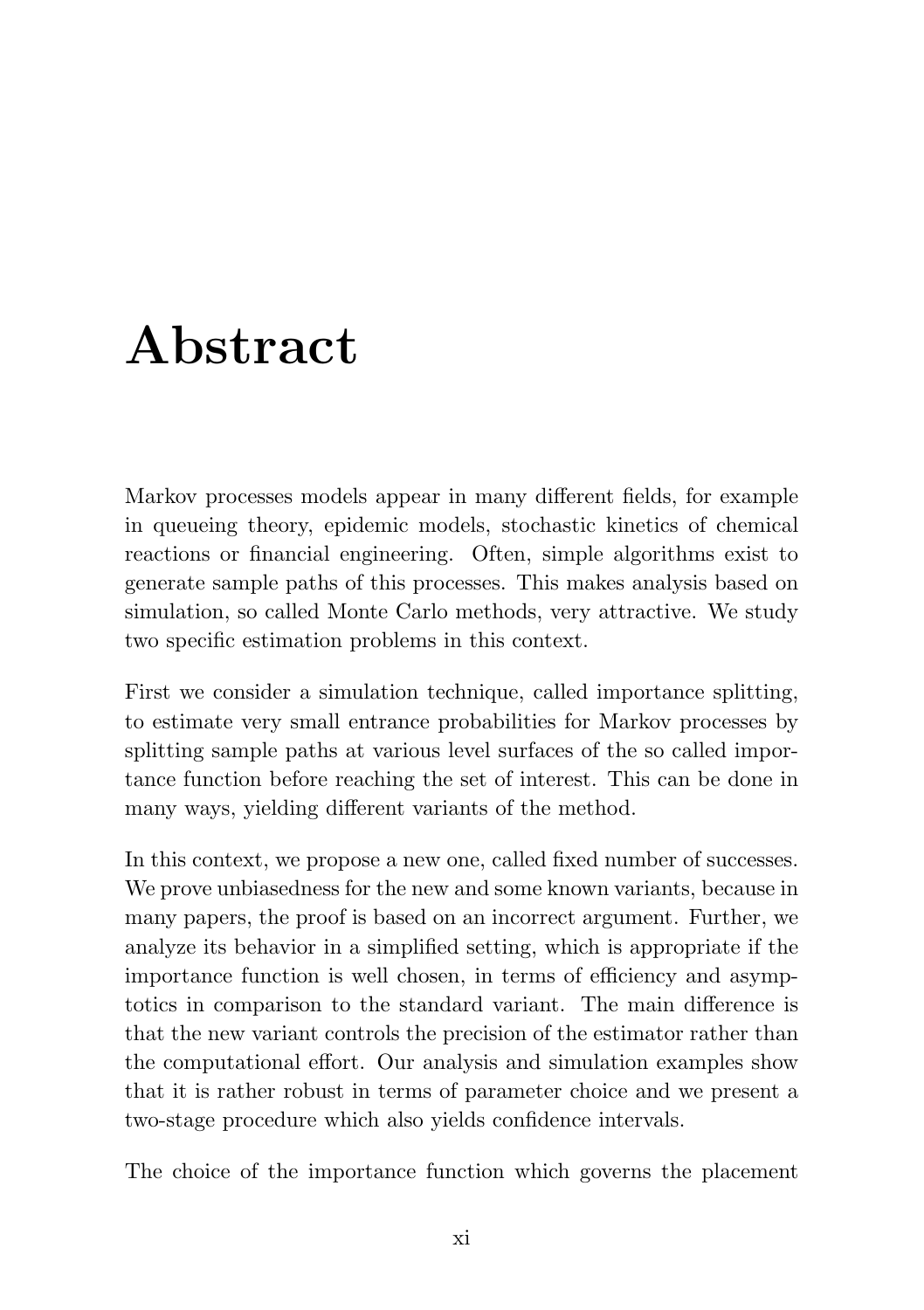# Abstract

Markov processes models appear in many different fields, for example in queueing theory, epidemic models, stochastic kinetics of chemical reactions or financial engineering. Often, simple algorithms exist to generate sample paths of this processes. This makes analysis based on simulation, so called Monte Carlo methods, very attractive. We study two specific estimation problems in this context.

First we consider a simulation technique, called importance splitting, to estimate very small entrance probabilities for Markov processes by splitting sample paths at various level surfaces of the so called importance function before reaching the set of interest. This can be done in many ways, yielding different variants of the method.

In this context, we propose a new one, called fixed number of successes. We prove unbiasedness for the new and some known variants, because in many papers, the proof is based on an incorrect argument. Further, we analyze its behavior in a simplified setting, which is appropriate if the importance function is well chosen, in terms of efficiency and asymptotics in comparison to the standard variant. The main difference is that the new variant controls the precision of the estimator rather than the computational effort. Our analysis and simulation examples show that it is rather robust in terms of parameter choice and we present a two-stage procedure which also yields confidence intervals.

The choice of the importance function which governs the placement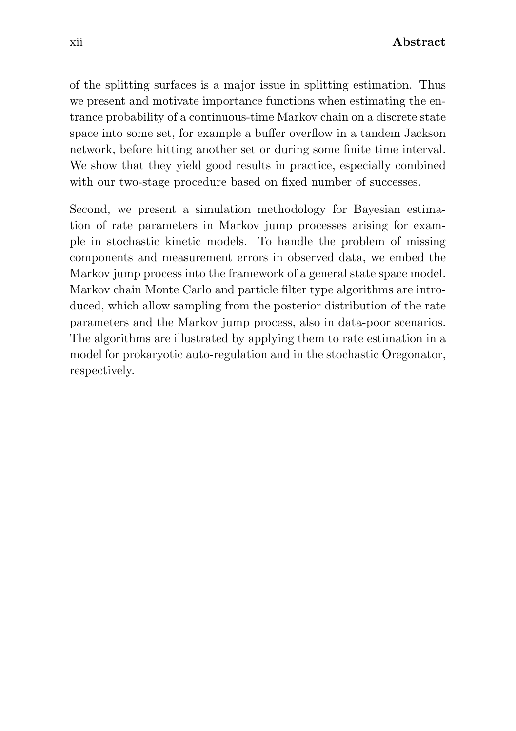of the splitting surfaces is a major issue in splitting estimation. Thus we present and motivate importance functions when estimating the entrance probability of a continuous-time Markov chain on a discrete state space into some set, for example a buffer overflow in a tandem Jackson network, before hitting another set or during some finite time interval. We show that they yield good results in practice, especially combined with our two-stage procedure based on fixed number of successes.

Second, we present a simulation methodology for Bayesian estimation of rate parameters in Markov jump processes arising for example in stochastic kinetic models. To handle the problem of missing components and measurement errors in observed data, we embed the Markov jump process into the framework of a general state space model. Markov chain Monte Carlo and particle filter type algorithms are introduced, which allow sampling from the posterior distribution of the rate parameters and the Markov jump process, also in data-poor scenarios. The algorithms are illustrated by applying them to rate estimation in a model for prokaryotic auto-regulation and in the stochastic Oregonator, respectively.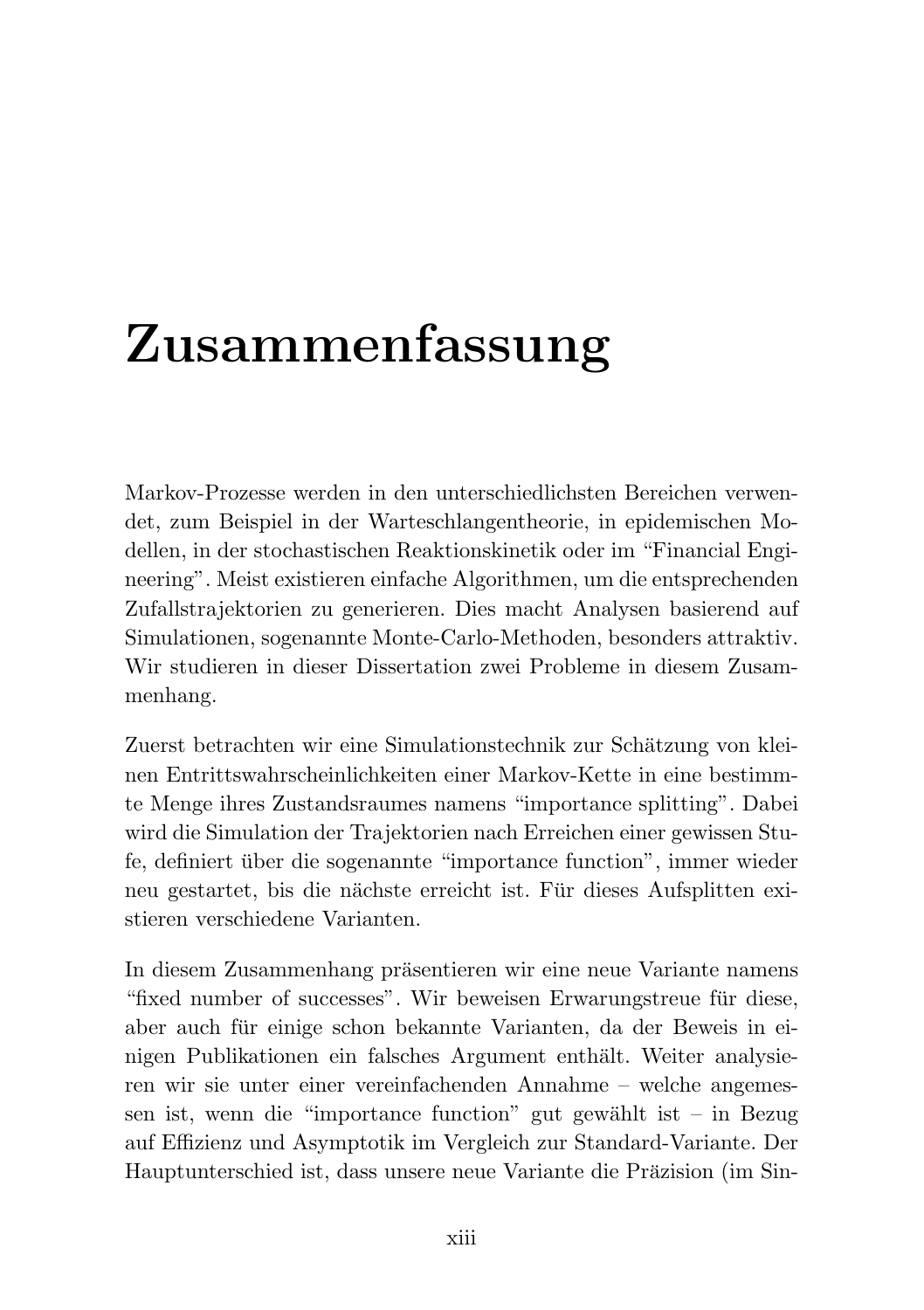# Zusammenfassung

Markov-Prozesse werden in den unterschiedlichsten Bereichen verwendet, zum Beispiel in der Warteschlangentheorie, in epidemischen Modellen, in der stochastischen Reaktionskinetik oder im "Financial Engineering". Meist existieren einfache Algorithmen, um die entsprechenden Zufallstrajektorien zu generieren. Dies macht Analysen basierend auf Simulationen, sogenannte Monte-Carlo-Methoden, besonders attraktiv. Wir studieren in dieser Dissertation zwei Probleme in diesem Zusammenhang.

Zuerst betrachten wir eine Simulationstechnik zur Schätzung von kleinen Entrittswahrscheinlichkeiten einer Markov-Kette in eine bestimmte Menge ihres Zustandsraumes namens "importance splitting". Dabei wird die Simulation der Trajektorien nach Erreichen einer gewissen Stufe, definiert über die sogenannte "importance function", immer wieder neu gestartet, bis die nächste erreicht ist. Für dieses Aufsplitten existieren verschiedene Varianten.

In diesem Zusammenhang präsentieren wir eine neue Variante namens "fixed number of successes". Wir beweisen Erwartungstreue für diese, aber auch für einige schon bekannte Varianten, da der Beweis in einigen Publikationen ein falsches Argument enthält. Weiter analysieren wir sie unter einer vereinfachenden Annahme – welche angemessen ist, wenn die "importance function" gut gewählt ist – in Bezug auf Effizienz und Asymptotik im Vergleich zur Standard-Variante. Der Hauptunterschied ist, dass unsere neue Variante die Präzision (im Sin-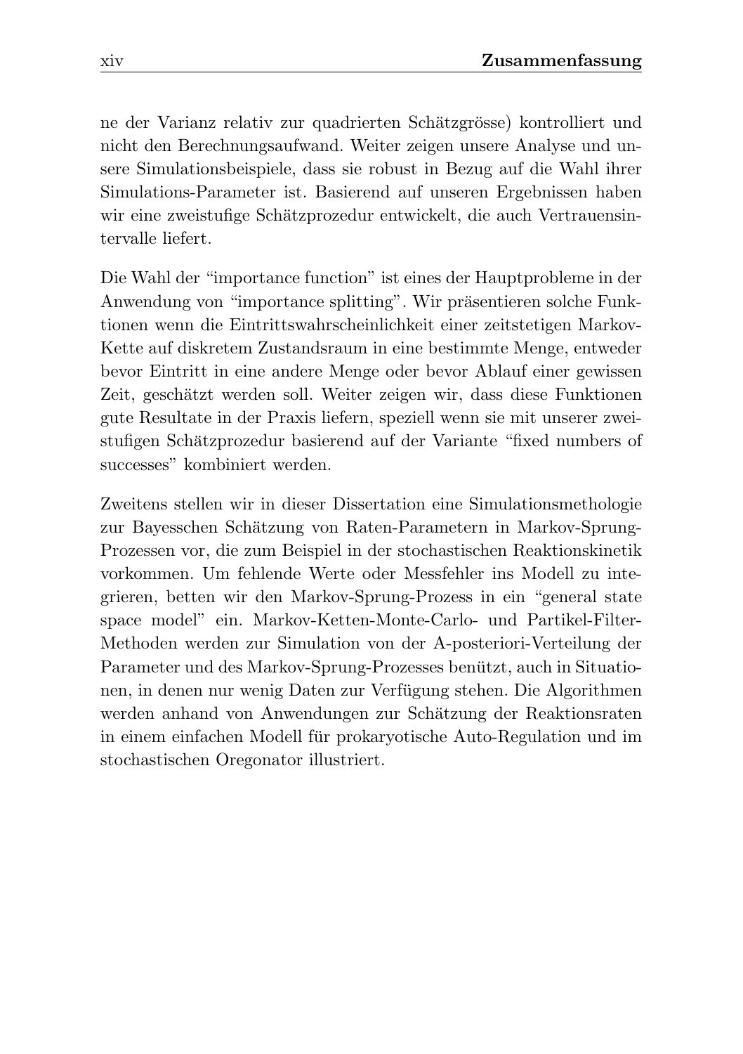ne der Varianz relativ zur quadrierten Schätzgrösse) kontrolliert und nicht den Berechnungsaufwand. Weiter zeigen unsere Analyse und unsere Simulationsbeispiele, dass sie robust in Bezug auf die Wahl ihrer Simulations-Parameter ist. Basierend auf unseren Ergebnissen haben wir eine zweistufige Schätzprozedur entwickelt, die auch Vertrauensintervalle liefert.

Die Wahl der "importance function" ist eines der Hauptprobleme in der Anwendung von "importance splitting". Wir präsentieren solche Funktionen wenn die Eintrittswahrscheinlichkeit einer zeitstetigen Markov-Kette auf diskretem Zustandsraum in eine bestimmte Menge, entweder bevor Eintritt in eine andere Menge oder bevor Ablauf einer gewissen Zeit, geschätzt werden soll. Weiter zeigen wir, dass diese Funktionen gute Resultate in der Praxis liefern, speziell wenn sie mit unserer zweistufigen Schätzprozedur basierend auf der Variante "fixed numbers of successes" kombiniert werden.

Zweitens stellen wir in dieser Dissertation eine Simulationsmethologie zur Bayesschen Schätzung von Raten-Parametern in Markov-Sprung-Prozessen vor, die zum Beispiel in der stochastischen Reaktionskinetik vorkommen. Um fehlende Werte oder Messfehler ins Modell zu integrieren, betten wir den Markov-Sprung-Prozess in ein "general state space model" ein. Markov-Ketten-Monte-Carlo- und Partikel-Filter-Methoden werden zur Simulation von der A-posteriori-Verteilung der Parameter und des Markov-Sprung-Prozesses benützt, auch in Situationen, in denen nur wenig Daten zur Verfügung stehen. Die Algorithmen werden anhand von Anwendungen zur Schätzung der Reaktionsraten in einem einfachen Modell für prokaryotische Auto-Regulation und im stochastischen Oregonator illustriert.